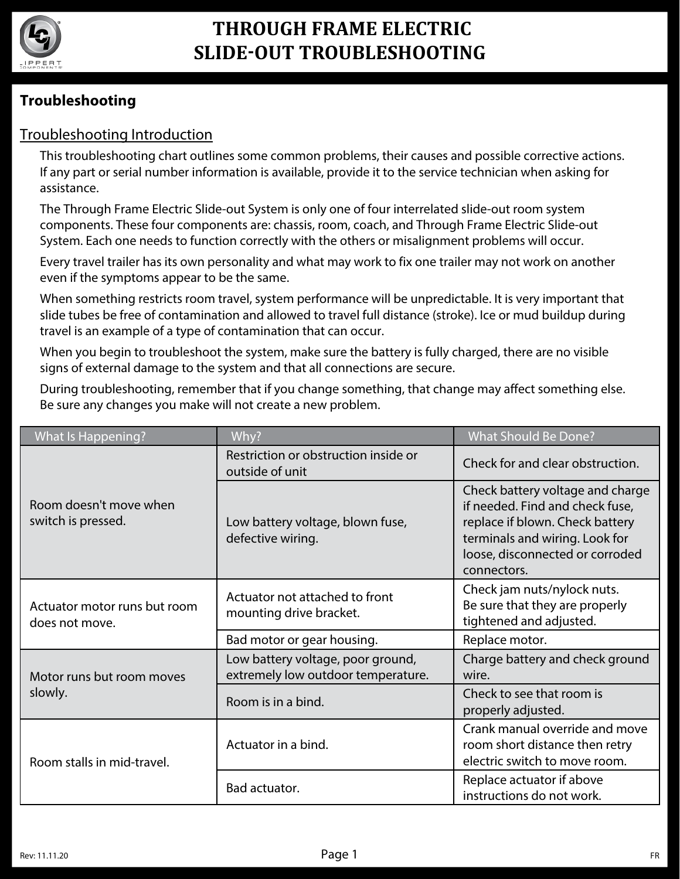# THROUGH FRAME ELECTRIC SLIDE-OUT TROUBLESHOOTING

## Troubleshooting

### Troubleshooting Introduction

This troubleshooting chart outlines some common problems, their causes and possible corrective actions. If any part or serial number information is available, provide it to the service technician when asking for assistance.

The Through Frame Electric Slide-out System is only one of four interrelated slide-out room system components. These four components are: chassis, room, coach, and Through Frame Electric Slide-out System. Each one needs to function correctly with the others or misalignment problems will occur.

Every travel trailer has its own personality and what may work to fix one trailer may not work on another even if the symptoms appear to be the same.

When something restricts room travel, system performance will be unpredictable. It is very important that slide tubes be free of contamination and allowed to travel full distance (stroke). Ice or mud buildup during travel is an example of a type of contamination that can occur.

When you begin to troubleshoot the system, make sure the battery is fully charged, there are no visible signs of external damage to the system and that all connections are secure.

During troubleshooting, remember that if you change something, that change may affect something else. Be sure any changes you make will not create a new problem.

| What Is Happening? | Why? | What Should Be Done? |
|---|---|---|
| Room doesn't move when switch is pressed. | Restriction or obstruction inside or outside of unit | Check for and clear obstruction. |
| | Low battery voltage, blown fuse, defective wiring. | Check battery voltage and charge if needed. Find and check fuse, replace if blown. Check battery terminals and wiring. Look for loose, disconnected or corroded connectors. |
| Actuator motor runs but room does not move. | Actuator not attached to front mounting drive bracket. | Check jam nuts/nylock nuts. Be sure that they are properly tightened and adjusted. |
| | Bad motor or gear housing. | Replace motor. |
| Motor runs but room moves slowly. | Low battery voltage, poor ground, extremely low outdoor temperature. | Charge battery and check ground wire. |
| | Room is in a bind. | Check to see that room is properly adjusted. |
| Room stalls in mid-travel. | Actuator in a bind. | Crank manual override and move room short distance then retry electric switch to move room. |
| | Bad actuator. | Replace actuator if above instructions do not work. |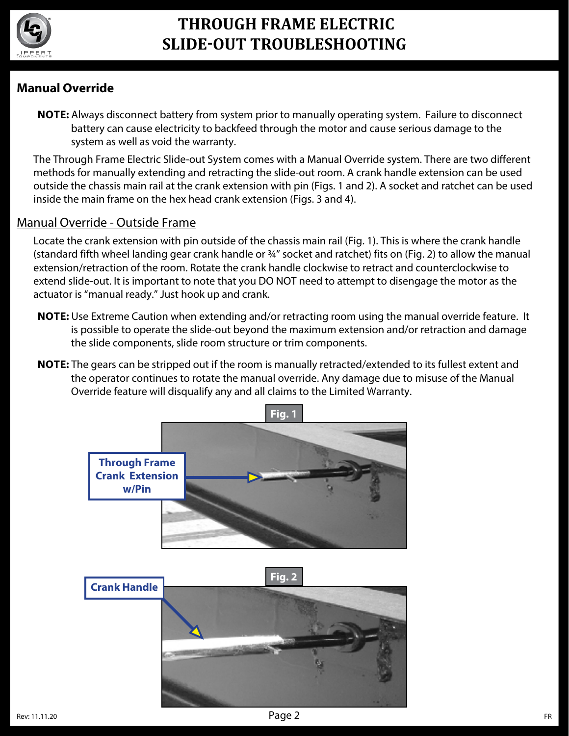## Manual Override

**NOTE:** Always disconnect battery from system prior to manually operating system. Failure to disconnect battery can cause electricity to backfeed through the motor and cause serious damage to the system as well as void the warranty.

The Through Frame Electric Slide-out System comes with a Manual Override system. There are two different methods for manually extending and retracting the slide-out room. A crank handle extension can be used outside the chassis main rail at the crank extension with pin (Figs. 1 and 2). A socket and ratchet can be used inside the main frame on the hex head crank extension (Figs. 3 and 4).

### Manual Override - Outside Frame

Locate the crank extension with pin outside of the chassis main rail (Fig. 1). This is where the crank handle (standard fifth wheel landing gear crank handle or ¾" socket and ratchet) fits on (Fig. 2) to allow the manual extension/retraction of the room. Rotate the crank handle clockwise to retract and counterclockwise to extend slide-out. It is important to note that you DO NOT need to attempt to disengage the motor as the actuator is "manual ready." Just hook up and crank.

**NOTE:** Use Extreme Caution when extending and/or retracting room using the manual override feature. It is possible to operate the slide-out beyond the maximum extension and/or retraction and damage the slide components, slide room structure or trim components.

**NOTE:** The gears can be stripped out if the room is manually retracted/extended to its fullest extent and the operator continues to rotate the manual override. Any damage due to misuse of the Manual Override feature will disqualify any and all claims to the Limited Warranty.

**Fig. 1**

Through Frame Crank Extension w/Pin

**Fig. 2**

Crank Handle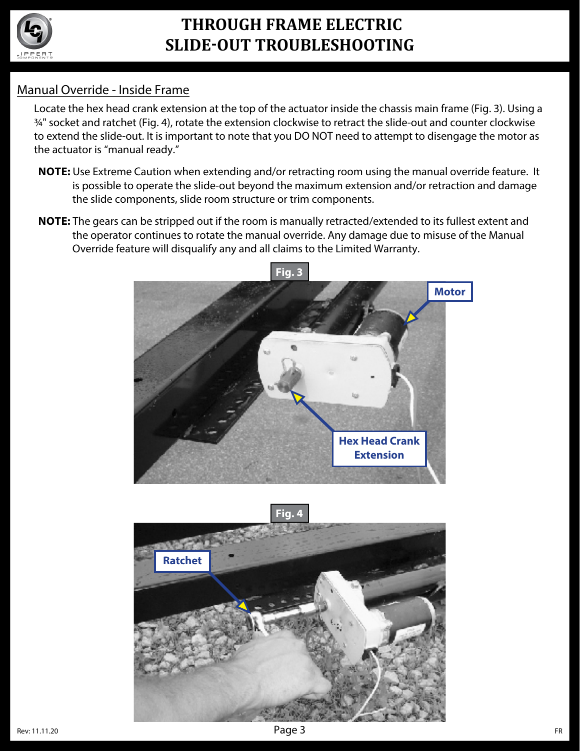# THROUGH FRAME ELECTRIC SLIDE-OUT TROUBLESHOOTING

## Manual Override - Inside Frame

Locate the hex head crank extension at the top of the actuator inside the chassis main frame (Fig. 3). Using a ¾" socket and ratchet (Fig. 4), rotate the extension clockwise to retract the slide-out and counter clockwise to extend the slide-out. It is important to note that you DO NOT need to attempt to disengage the motor as the actuator is "manual ready."

**NOTE:** Use Extreme Caution when extending and/or retracting room using the manual override feature. It is possible to operate the slide-out beyond the maximum extension and/or retraction and damage the slide components, slide room structure or trim components.

**NOTE:** The gears can be stripped out if the room is manually retracted/extended to its fullest extent and the operator continues to rotate the manual override. Any damage due to misuse of the Manual Override feature will disqualify any and all claims to the Limited Warranty.

Fig. 3

Motor

Hex Head Crank Extension

Fig. 4

Ratchet

Rev: 11.11.20